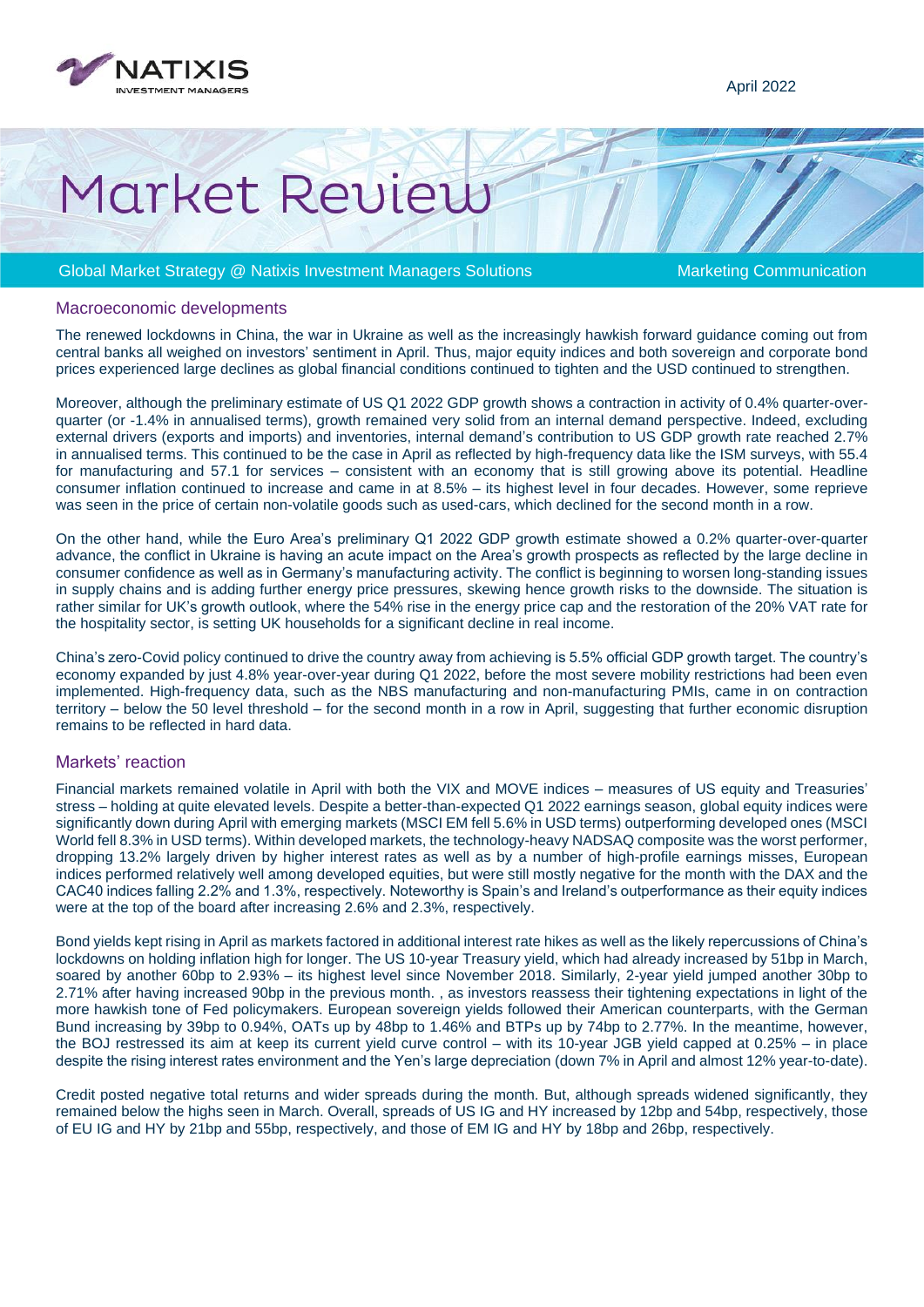April 2022

# Market Review

Global Market Strategy @ Natixis Investment Managers Solutions | Marketing Communication

## Macroeconomic developments

The renewed lockdowns in China, the war in Ukraine as well as the increasingly hawkish forward guidance coming out from central banks all weighed on investors' sentiment in April. Thus, major equity indices and both sovereign and corporate bond prices experienced large declines as global financial conditions continued to tighten and the USD continued to strengthen.

Moreover, although the preliminary estimate of US Q1 2022 GDP growth shows a contraction in activity of 0.4% quarter-over-quarter (or -1.4% in annualised terms), growth remained very solid from an internal demand perspective. Indeed, excluding external drivers (exports and imports) and inventories, internal demand's contribution to US GDP growth rate reached 2.7% in annualised terms. This continued to be the case in April as reflected by high-frequency data like the ISM surveys, with 55.4 for manufacturing and 57.1 for services – consistent with an economy that is still growing above its potential. Headline consumer inflation continued to increase and came in at 8.5% – its highest level in four decades. However, some reprieve was seen in the price of certain non-volatile goods such as used-cars, which declined for the second month in a row.

On the other hand, while the Euro Area's preliminary Q1 2022 GDP growth estimate showed a 0.2% quarter-over-quarter advance, the conflict in Ukraine is having an acute impact on the Area's growth prospects as reflected by the large decline in consumer confidence as well as in Germany's manufacturing activity. The conflict is beginning to worsen long-standing issues in supply chains and is adding further energy price pressures, skewing hence growth risks to the downside. The situation is rather similar for UK's growth outlook, where the 54% rise in the energy price cap and the restoration of the 20% VAT rate for the hospitality sector, is setting UK households for a significant decline in real income.

China's zero-Covid policy continued to drive the country away from achieving is 5.5% official GDP growth target. The country's economy expanded by just 4.8% year-over-year during Q1 2022, before the most severe mobility restrictions had been even implemented. High-frequency data, such as the NBS manufacturing and non-manufacturing PMIs, came in on contraction territory – below the 50 level threshold – for the second month in a row in April, suggesting that further economic disruption remains to be reflected in hard data.

## Markets' reaction

Financial markets remained volatile in April with both the VIX and MOVE indices – measures of US equity and Treasuries' stress – holding at quite elevated levels. Despite a better-than-expected Q1 2022 earnings season, global equity indices were significantly down during April with emerging markets (MSCI EM fell 5.6% in USD terms) outperforming developed ones (MSCI World fell 8.3% in USD terms). Within developed markets, the technology-heavy NADSAQ composite was the worst performer, dropping 13.2% largely driven by higher interest rates as well as by a number of high-profile earnings misses, European indices performed relatively well among developed equities, but were still mostly negative for the month with the DAX and the CAC40 indices falling 2.2% and 1.3%, respectively. Noteworthy is Spain's and Ireland's outperformance as their equity indices were at the top of the board after increasing 2.6% and 2.3%, respectively.

Bond yields kept rising in April as markets factored in additional interest rate hikes as well as the likely repercussions of China's lockdowns on holding inflation high for longer. The US 10-year Treasury yield, which had already increased by 51bp in March, soared by another 60bp to 2.93% – its highest level since November 2018. Similarly, 2-year yield jumped another 30bp to 2.71% after having increased 90bp in the previous month. , as investors reassess their tightening expectations in light of the more hawkish tone of Fed policymakers. European sovereign yields followed their American counterparts, with the German Bund increasing by 39bp to 0.94%, OATs up by 48bp to 1.46% and BTPs up by 74bp to 2.77%. In the meantime, however, the BOJ restressed its aim at keep its current yield curve control – with its 10-year JGB yield capped at 0.25% – in place despite the rising interest rates environment and the Yen's large depreciation (down 7% in April and almost 12% year-to-date).

Credit posted negative total returns and wider spreads during the month. But, although spreads widened significantly, they remained below the highs seen in March. Overall, spreads of US IG and HY increased by 12bp and 54bp, respectively, those of EU IG and HY by 21bp and 55bp, respectively, and those of EM IG and HY by 18bp and 26bp, respectively.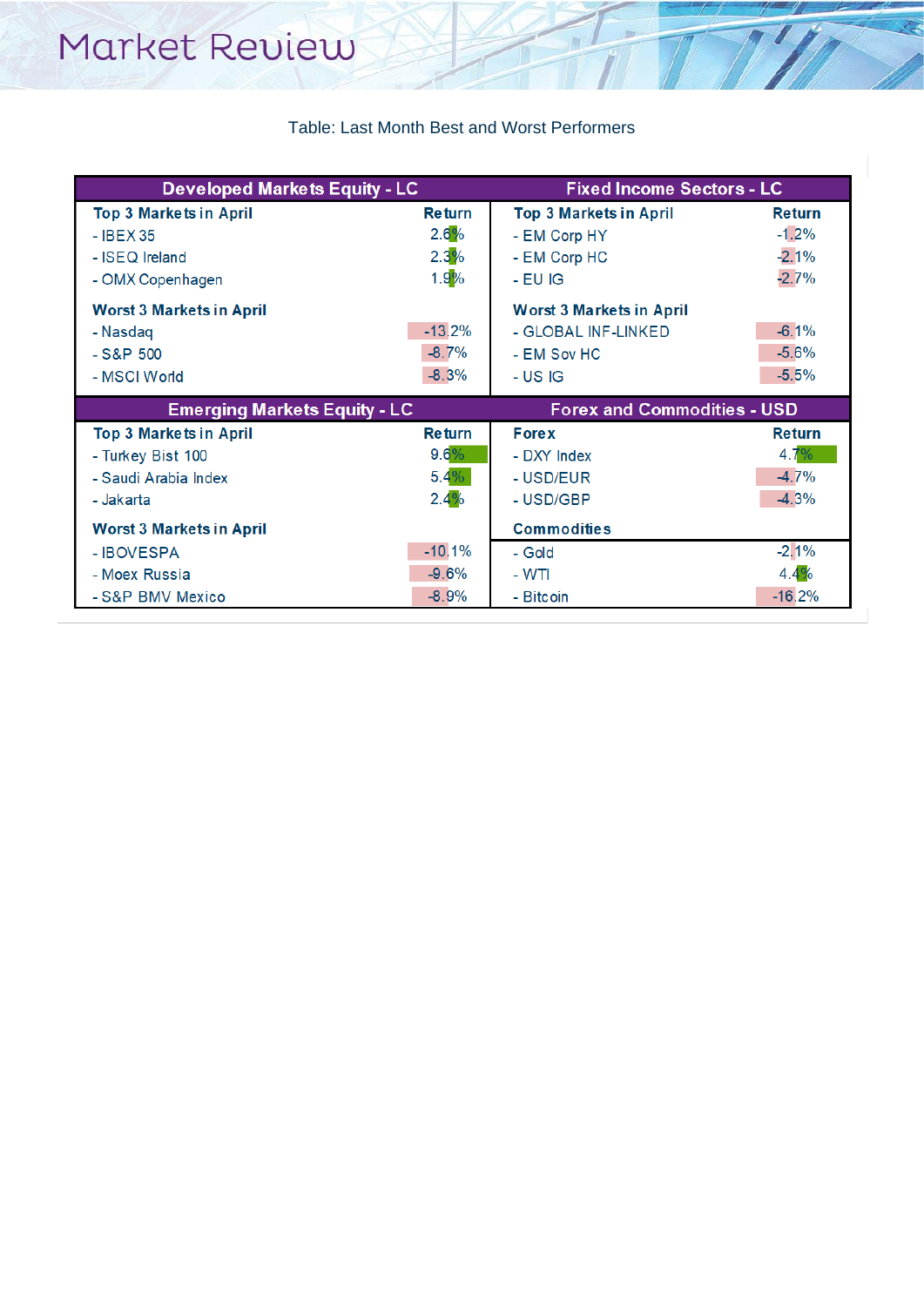# Market Review

Table: Last Month Best and Worst Performers

| Developed Markets Equity - LC | | Fixed Income Sectors - LC | |
|---|---|---|---|
| **Top 3 Markets in April** | **Return** | **Top 3 Markets in April** | **Return** |
| - IBEX 35 | 2.6% | - EM Corp HY | -1.2% |
| - ISEQ Ireland | 2.3% | - EM Corp HC | -2.1% |
| - OMX Copenhagen | 1.9% | - EU IG | -2.7% |
| **Worst 3 Markets in April** | | **Worst 3 Markets in April** | |
| - Nasdaq | -13.2% | - GLOBAL INF-LINKED | -6.1% |
| - S&P 500 | -8.7% | - EM Sov HC | -5.6% |
| - MSCI World | -8.3% | - US IG | -5.5% |

| Emerging Markets Equity - LC | | Forex and Commodities - USD | |
|---|---|---|---|
| **Top 3 Markets in April** | **Return** | **Forex** | **Return** |
| - Turkey Bist 100 | 9.6% | - DXY Index | 4.7% |
| - Saudi Arabia Index | 5.4% | - USD/EUR | -4.7% |
| - Jakarta | 2.4% | - USD/GBP | -4.3% |
| **Worst 3 Markets in April** | | **Commodities** | |
| - IBOVESPA | -10.1% | - Gold | -2.1% |
| - Moex Russia | -9.6% | - WTI | 4.4% |
| - S&P BMV Mexico | -8.9% | - Bitcoin | -16.2% |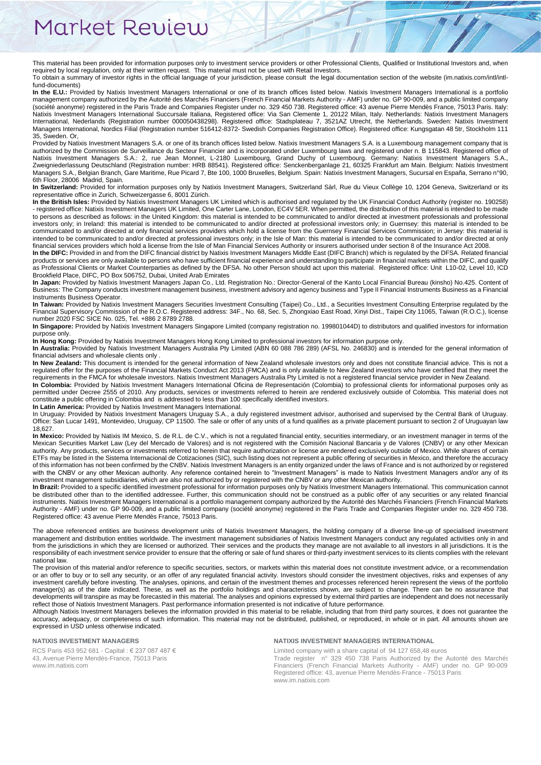# Market Review

This material has been provided for information purposes only to investment service providers or other Professional Clients, Qualified or Institutional Investors and, when required by local regulation, only at their written request. This material must not be used with Retail Investors.

To obtain a summary of investor rights in the official language of your jurisdiction, please consult the legal documentation section of the website (im.natixis.com/intl/intl-fund-documents)

**In the E.U.:** Provided by Natixis Investment Managers International or one of its branch offices listed below. Natixis Investment Managers International is a portfolio management company authorized by the Autorité des Marchés Financiers (French Financial Markets Authority - AMF) under no. GP 90-009, and a public limited company (société anonyme) registered in the Paris Trade and Companies Register under no. 329 450 738. Registered office: 43 avenue Pierre Mendès France, 75013 Paris. Italy: Natixis Investment Managers International Succursale Italiana, Registered office: Via San Clemente 1, 20122 Milan, Italy. Netherlands: Natixis Investment Managers International, Nederlands (Registration number 000050438298). Registered office: Stadsplateau 7, 3521AZ Utrecht, the Netherlands. Sweden: Natixis Investment Managers International, Nordics Filial (Registration number 516412-8372- Swedish Companies Registration Office). Registered office: Kungsgatan 48 5tr, Stockholm 111 35, Sweden. Or,

Provided by Natixis Investment Managers S.A. or one of its branch offices listed below. Natixis Investment Managers S.A. is a Luxembourg management company that is authorized by the Commission de Surveillance du Secteur Financier and is incorporated under Luxembourg laws and registered under n. B 115843. Registered office of Natixis Investment Managers S.A.: 2, rue Jean Monnet, L-2180 Luxembourg, Grand Duchy of Luxembourg. Germany: Natixis Investment Managers S.A., Zweigniederlassung Deutschland (Registration number: HRB 88541). Registered office: Senckenberganlage 21, 60325 Frankfurt am Main. Belgium: Natixis Investment Managers S.A., Belgian Branch, Gare Maritime, Rue Picard 7, Bte 100, 1000 Bruxelles, Belgium. Spain: Natixis Investment Managers, Sucursal en España, Serrano n°90, 6th Floor, 28006 Madrid, Spain.

**In Switzerland:** Provided for information purposes only by Natixis Investment Managers, Switzerland Sàrl, Rue du Vieux Collège 10, 1204 Geneva, Switzerland or its representative office in Zurich, Schweizergasse 6, 8001 Zürich.

**In the British Isles:** Provided by Natixis Investment Managers UK Limited which is authorised and regulated by the UK Financial Conduct Authority (register no. 190258) - registered office: Natixis Investment Managers UK Limited, One Carter Lane, London, EC4V 5ER. When permitted, the distribution of this material is intended to be made to persons as described as follows: in the United Kingdom: this material is intended to be communicated to and/or directed at investment professionals and professional investors only; in Ireland: this material is intended to be communicated to and/or directed at professional investors only; in Guernsey: this material is intended to be communicated to and/or directed at only financial services providers which hold a license from the Guernsey Financial Services Commission; in Jersey: this material is intended to be communicated to and/or directed at professional investors only; in the Isle of Man: this material is intended to be communicated to and/or directed at only financial services providers which hold a license from the Isle of Man Financial Services Authority or insurers authorised under section 8 of the Insurance Act 2008.

**In the DIFC:** Provided in and from the DIFC financial district by Natixis Investment Managers Middle East (DIFC Branch) which is regulated by the DFSA. Related financial products or services are only available to persons who have sufficient financial experience and understanding to participate in financial markets within the DIFC, and qualify as Professional Clients or Market Counterparties as defined by the DFSA. No other Person should act upon this material. Registered office: Unit L10-02, Level 10, ICD Brookfield Place, DIFC, PO Box 506752, Dubai, United Arab Emirates

**In Japan:** Provided by Natixis Investment Managers Japan Co., Ltd. Registration No.: Director-General of the Kanto Local Financial Bureau (kinsho) No.425. Content of Business: The Company conducts investment management business, investment advisory and agency business and Type II Financial Instruments Business as a Financial Instruments Business Operator.

**In Taiwan:** Provided by Natixis Investment Managers Securities Investment Consulting (Taipei) Co., Ltd., a Securities Investment Consulting Enterprise regulated by the Financial Supervisory Commission of the R.O.C. Registered address: 34F., No. 68, Sec. 5, Zhongxiao East Road, Xinyi Dist., Taipei City 11065, Taiwan (R.O.C.), license number 2020 FSC SICE No. 025, Tel. +886 2 8789 2788.

**In Singapore:** Provided by Natixis Investment Managers Singapore Limited (company registration no. 199801044D) to distributors and qualified investors for information purpose only.

**In Hong Kong:** Provided by Natixis Investment Managers Hong Kong Limited to professional investors for information purpose only.

**In Australia:** Provided by Natixis Investment Managers Australia Pty Limited (ABN 60 088 786 289) (AFSL No. 246830) and is intended for the general information of financial advisers and wholesale clients only .

**In New Zealand:** This document is intended for the general information of New Zealand wholesale investors only and does not constitute financial advice. This is not a regulated offer for the purposes of the Financial Markets Conduct Act 2013 (FMCA) and is only available to New Zealand investors who have certified that they meet the requirements in the FMCA for wholesale investors. Natixis Investment Managers Australia Pty Limited is not a registered financial service provider in New Zealand.

**In Colombia:** Provided by Natixis Investment Managers International Oficina de Representación (Colombia) to professional clients for informational purposes only as permitted under Decree 2555 of 2010. Any products, services or investments referred to herein are rendered exclusively outside of Colombia. This material does not constitute a public offering in Colombia and is addressed to less than 100 specifically identified investors.

**In Latin America:** Provided by Natixis Investment Managers International.

In Uruguay: Provided by Natixis Investment Managers Uruguay S.A., a duly registered investment advisor, authorised and supervised by the Central Bank of Uruguay. Office: San Lucar 1491, Montevideo, Uruguay, CP 11500. The sale or offer of any units of a fund qualifies as a private placement pursuant to section 2 of Uruguayan law 18,627.

**In Mexico:** Provided by Natixis IM Mexico, S. de R.L. de C.V., which is not a regulated financial entity, securities intermediary, or an investment manager in terms of the Mexican Securities Market Law (Ley del Mercado de Valores) and is not registered with the Comisión Nacional Bancaria y de Valores (CNBV) or any other Mexican authority. Any products, services or investments referred to herein that require authorization or license are rendered exclusively outside of Mexico. While shares of certain ETFs may be listed in the Sistema Internacional de Cotizaciones (SIC), such listing does not represent a public offering of securities in Mexico, and therefore the accuracy of this information has not been confirmed by the CNBV. Natixis Investment Managers is an entity organized under the laws of France and is not authorized by or registered with the CNBV or any other Mexican authority. Any reference contained herein to "Investment Managers" is made to Natixis Investment Managers and/or any of its investment management subsidiaries, which are also not authorized by or registered with the CNBV or any other Mexican authority.

**In Brazil:** Provided to a specific identified investment professional for information purposes only by Natixis Investment Managers International. This communication cannot be distributed other than to the identified addressee. Further, this communication should not be construed as a public offer of any securities or any related financial instruments. Natixis Investment Managers International is a portfolio management company authorized by the Autorité des Marchés Financiers (French Financial Markets Authority - AMF) under no. GP 90-009, and a public limited company (société anonyme) registered in the Paris Trade and Companies Register under no. 329 450 738. Registered office: 43 avenue Pierre Mendès France, 75013 Paris.

The above referenced entities are business development units of Natixis Investment Managers, the holding company of a diverse line-up of specialised investment management and distribution entities worldwide. The investment management subsidiaries of Natixis Investment Managers conduct any regulated activities only in and from the jurisdictions in which they are licensed or authorized. Their services and the products they manage are not available to all investors in all jurisdictions. It is the responsibility of each investment service provider to ensure that the offering or sale of fund shares or third-party investment services to its clients complies with the relevant national law.

The provision of this material and/or reference to specific securities, sectors, or markets within this material does not constitute investment advice, or a recommendation or an offer to buy or to sell any security, or an offer of any regulated financial activity. Investors should consider the investment objectives, risks and expenses of any investment carefully before investing. The analyses, opinions, and certain of the investment themes and processes referenced herein represent the views of the portfolio manager(s) as of the date indicated. These, as well as the portfolio holdings and characteristics shown, are subject to change. There can be no assurance that developments will transpire as may be forecasted in this material. The analyses and opinions expressed by external third parties are independent and does not necessarily reflect those of Natixis Investment Managers. Past performance information presented is not indicative of future performance.

Although Natixis Investment Managers believes the information provided in this material to be reliable, including that from third party sources, it does not guarantee the accuracy, adequacy, or completeness of such information. This material may not be distributed, published, or reproduced, in whole or in part. All amounts shown are expressed in USD unless otherwise indicated.

**NATIXIS INVESTMENT MANAGERS**

RCS Paris 453 952 681 - Capital : € 237 087 487 €
43, Avenue Pierre Mendès-France, 75013 Paris
www.im.natixis.com

**NATIXIS INVESTMENT MANAGERS INTERNATIONAL**

Limited company with a share capital of 94 127 658,48 euros
Trade register n° 329 450 738 Paris Authorized by the Autorité des Marchés Financiers (French Financial Markets Authority - AMF) under no. GP 90-009
Registered office: 43, avenue Pierre Mendès-France - 75013 Paris
www.im.natixis.com